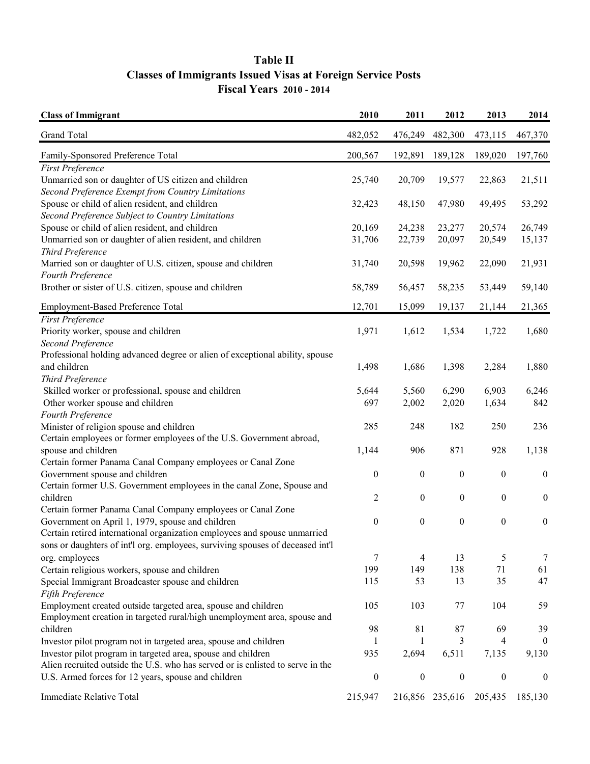# Table II
## Classes of Immigrants Issued Visas at Foreign Service Posts
### Fiscal Years 2010 - 2014

| Class of Immigrant | 2010 | 2011 | 2012 | 2013 | 2014 |
|---|---|---|---|---|---|
| Grand Total | 482,052 | 476,249 | 482,300 | 473,115 | 467,370 |
| Family-Sponsored Preference Total | 200,567 | 192,891 | 189,128 | 189,020 | 197,760 |
| *First Preference* | | | | | |
| Unmarried son or daughter of US citizen and children | 25,740 | 20,709 | 19,577 | 22,863 | 21,511 |
| *Second Preference Exempt from Country Limitations* | | | | | |
| Spouse or child of alien resident, and children | 32,423 | 48,150 | 47,980 | 49,495 | 53,292 |
| *Second Preference Subject to Country Limitations* | | | | | |
| Spouse or child of alien resident, and children | 20,169 | 24,238 | 23,277 | 20,574 | 26,749 |
| Unmarried son or daughter of alien resident, and children | 31,706 | 22,739 | 20,097 | 20,549 | 15,137 |
| *Third Preference* | | | | | |
| Married son or daughter of U.S. citizen, spouse and children | 31,740 | 20,598 | 19,962 | 22,090 | 21,931 |
| *Fourth Preference* | | | | | |
| Brother or sister of U.S. citizen, spouse and children | 58,789 | 56,457 | 58,235 | 53,449 | 59,140 |
| Employment-Based Preference Total | 12,701 | 15,099 | 19,137 | 21,144 | 21,365 |
| *First Preference* | | | | | |
| Priority worker, spouse and children | 1,971 | 1,612 | 1,534 | 1,722 | 1,680 |
| *Second Preference* | | | | | |
| Professional holding advanced degree or alien of exceptional ability, spouse and children | 1,498 | 1,686 | 1,398 | 2,284 | 1,880 |
| *Third Preference* | | | | | |
| Skilled worker or professional, spouse and children | 5,644 | 5,560 | 6,290 | 6,903 | 6,246 |
| Other worker spouse and children | 697 | 2,002 | 2,020 | 1,634 | 842 |
| *Fourth Preference* | | | | | |
| Minister of religion spouse and children | 285 | 248 | 182 | 250 | 236 |
| Certain employees or former employees of the U.S. Government abroad, spouse and children | 1,144 | 906 | 871 | 928 | 1,138 |
| Certain former Panama Canal Company employees or Canal Zone Government spouse and children | 0 | 0 | 0 | 0 | 0 |
| Certain former U.S. Government employees in the canal Zone, Spouse and children | 2 | 0 | 0 | 0 | 0 |
| Certain former Panama Canal Company employees or Canal Zone Government on April 1, 1979, spouse and children | 0 | 0 | 0 | 0 | 0 |
| Certain retired international organization employees and spouse unmarried sons or daughters of int'l org. employees, surviving spouses of deceased int'l org. employees | 7 | 4 | 13 | 5 | 7 |
| Certain religious workers, spouse and children | 199 | 149 | 138 | 71 | 61 |
| Special Immigrant Broadcaster spouse and children | 115 | 53 | 13 | 35 | 47 |
| *Fifth Preference* | | | | | |
| Employment created outside targeted area, spouse and children | 105 | 103 | 77 | 104 | 59 |
| Employment creation in targeted rural/high unemployment area, spouse and children | 98 | 81 | 87 | 69 | 39 |
| Investor pilot program not in targeted area, spouse and children | 1 | 1 | 3 | 4 | 0 |
| Investor pilot program in targeted area, spouse and children | 935 | 2,694 | 6,511 | 7,135 | 9,130 |
| Alien recruited outside the U.S. who has served or is enlisted to serve in the U.S. Armed forces for 12 years, spouse and children | 0 | 0 | 0 | 0 | 0 |
| Immediate Relative Total | 215,947 | 216,856 | 235,616 | 205,435 | 185,130 |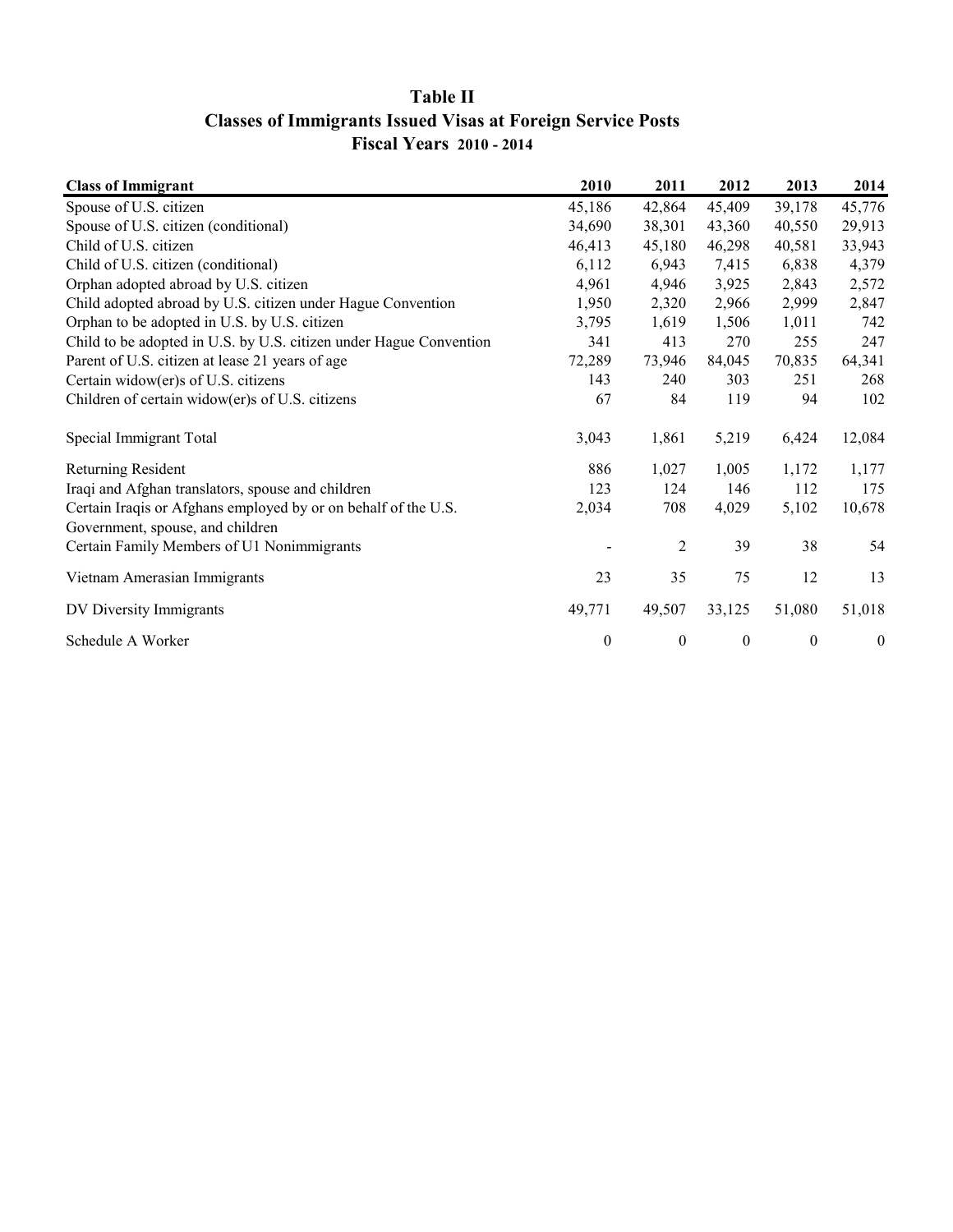# Table II
## Classes of Immigrants Issued Visas at Foreign Service Posts
### Fiscal Years 2010 - 2014

| Class of Immigrant | 2010 | 2011 | 2012 | 2013 | 2014 |
|---|---|---|---|---|---|
| Spouse of U.S. citizen | 45,186 | 42,864 | 45,409 | 39,178 | 45,776 |
| Spouse of U.S. citizen (conditional) | 34,690 | 38,301 | 43,360 | 40,550 | 29,913 |
| Child of U.S. citizen | 46,413 | 45,180 | 46,298 | 40,581 | 33,943 |
| Child of U.S. citizen (conditional) | 6,112 | 6,943 | 7,415 | 6,838 | 4,379 |
| Orphan adopted abroad by U.S. citizen | 4,961 | 4,946 | 3,925 | 2,843 | 2,572 |
| Child adopted abroad by U.S. citizen under Hague Convention | 1,950 | 2,320 | 2,966 | 2,999 | 2,847 |
| Orphan to be adopted in U.S. by U.S. citizen | 3,795 | 1,619 | 1,506 | 1,011 | 742 |
| Child to be adopted in U.S. by U.S. citizen under Hague Convention | 341 | 413 | 270 | 255 | 247 |
| Parent of U.S. citizen at lease 21 years of age | 72,289 | 73,946 | 84,045 | 70,835 | 64,341 |
| Certain widow(er)s of U.S. citizens | 143 | 240 | 303 | 251 | 268 |
| Children of certain widow(er)s of U.S. citizens | 67 | 84 | 119 | 94 | 102 |
| Special Immigrant Total | 3,043 | 1,861 | 5,219 | 6,424 | 12,084 |
| Returning Resident | 886 | 1,027 | 1,005 | 1,172 | 1,177 |
| Iraqi and Afghan translators, spouse and children | 123 | 124 | 146 | 112 | 175 |
| Certain Iraqis or Afghans employed by or on behalf of the U.S. Government, spouse, and children | 2,034 | 708 | 4,029 | 5,102 | 10,678 |
| Certain Family Members of U1 Nonimmigrants | - | 2 | 39 | 38 | 54 |
| Vietnam Amerasian Immigrants | 23 | 35 | 75 | 12 | 13 |
| DV Diversity Immigrants | 49,771 | 49,507 | 33,125 | 51,080 | 51,018 |
| Schedule A Worker | 0 | 0 | 0 | 0 | 0 |